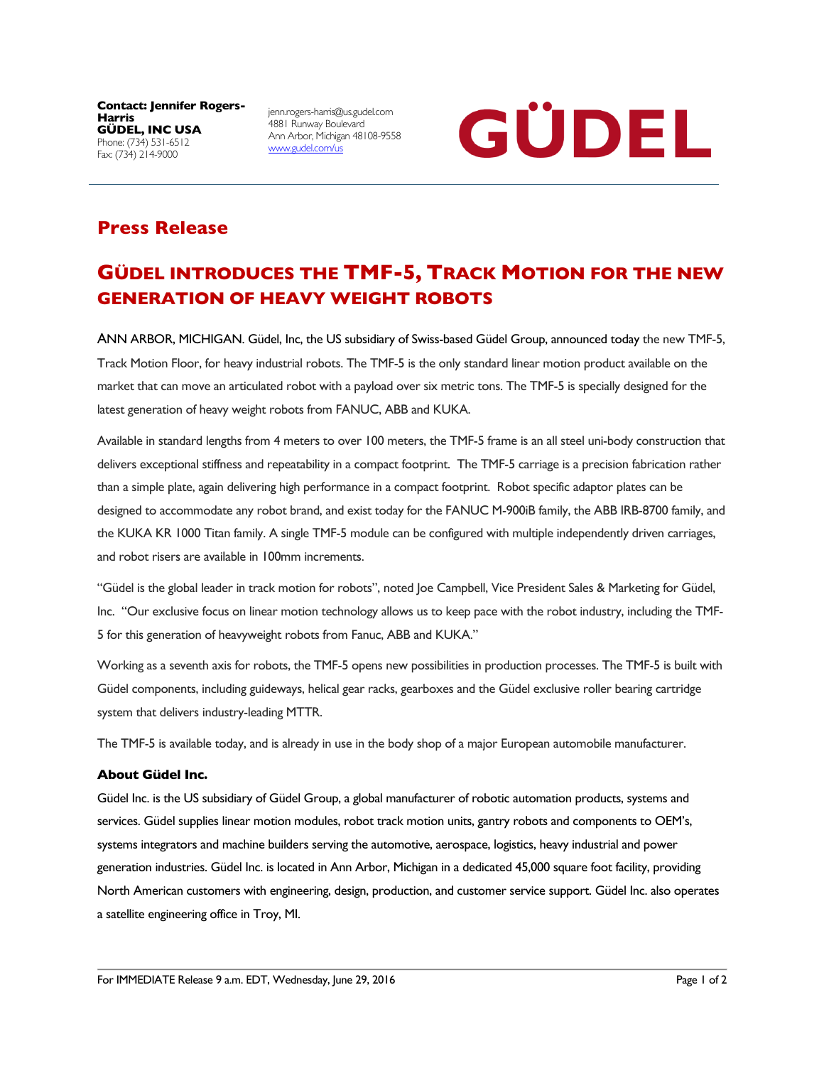**Contact: Jennifer Rogers-Harris**
**GÜDEL, INC USA**
Phone: (734) 531-6512
Fax: (734) 214-9000

jenn.rogers-harris@us.gudel.com
4881 Runway Boulevard
Ann Arbor, Michigan 48108-9558
www.gudel.com/us

GÜDEL

## Press Release

# GÜDEL INTRODUCES THE TMF-5, TRACK MOTION FOR THE NEW GENERATION OF HEAVY WEIGHT ROBOTS

ANN ARBOR, MICHIGAN. Güdel, Inc, the US subsidiary of Swiss-based Güdel Group, announced today the new TMF-5, Track Motion Floor, for heavy industrial robots. The TMF-5 is the only standard linear motion product available on the market that can move an articulated robot with a payload over six metric tons. The TMF-5 is specially designed for the latest generation of heavy weight robots from FANUC, ABB and KUKA.

Available in standard lengths from 4 meters to over 100 meters, the TMF-5 frame is an all steel uni-body construction that delivers exceptional stiffness and repeatability in a compact footprint. The TMF-5 carriage is a precision fabrication rather than a simple plate, again delivering high performance in a compact footprint. Robot specific adaptor plates can be designed to accommodate any robot brand, and exist today for the FANUC M-900iB family, the ABB IRB-8700 family, and the KUKA KR 1000 Titan family. A single TMF-5 module can be configured with multiple independently driven carriages, and robot risers are available in 100mm increments.

"Güdel is the global leader in track motion for robots", noted Joe Campbell, Vice President Sales & Marketing for Güdel, Inc. "Our exclusive focus on linear motion technology allows us to keep pace with the robot industry, including the TMF-5 for this generation of heavyweight robots from Fanuc, ABB and KUKA."

Working as a seventh axis for robots, the TMF-5 opens new possibilities in production processes. The TMF-5 is built with Güdel components, including guideways, helical gear racks, gearboxes and the Güdel exclusive roller bearing cartridge system that delivers industry-leading MTTR.

The TMF-5 is available today, and is already in use in the body shop of a major European automobile manufacturer.

### About Güdel Inc.

Güdel Inc. is the US subsidiary of Güdel Group, a global manufacturer of robotic automation products, systems and services. Güdel supplies linear motion modules, robot track motion units, gantry robots and components to OEM's, systems integrators and machine builders serving the automotive, aerospace, logistics, heavy industrial and power generation industries. Güdel Inc. is located in Ann Arbor, Michigan in a dedicated 45,000 square foot facility, providing North American customers with engineering, design, production, and customer service support. Güdel Inc. also operates a satellite engineering office in Troy, MI.

For IMMEDIATE Release 9 a.m. EDT, Wednesday, June 29, 2016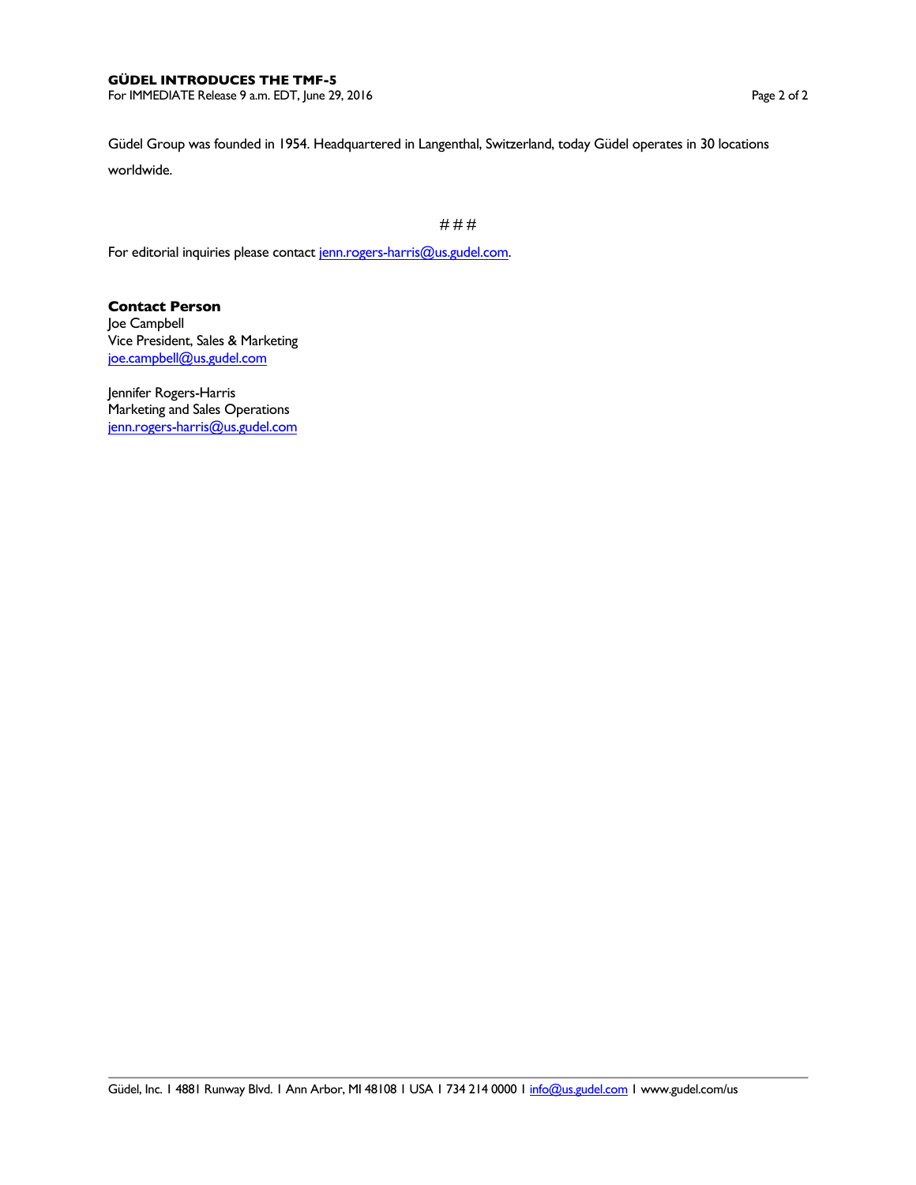Güdel Group was founded in 1954. Headquartered in Langenthal, Switzerland, today Güdel operates in 30 locations worldwide.

# # #

For editorial inquiries please contact jenn.rogers-harris@us.gudel.com.

**Contact Person**
Joe Campbell
Vice President, Sales & Marketing
joe.campbell@us.gudel.com

Jennifer Rogers-Harris
Marketing and Sales Operations
jenn.rogers-harris@us.gudel.com

Güdel, Inc. | 4881 Runway Blvd. | Ann Arbor, MI 48108 | USA | 734 214 0000 | info@us.gudel.com | www.gudel.com/us